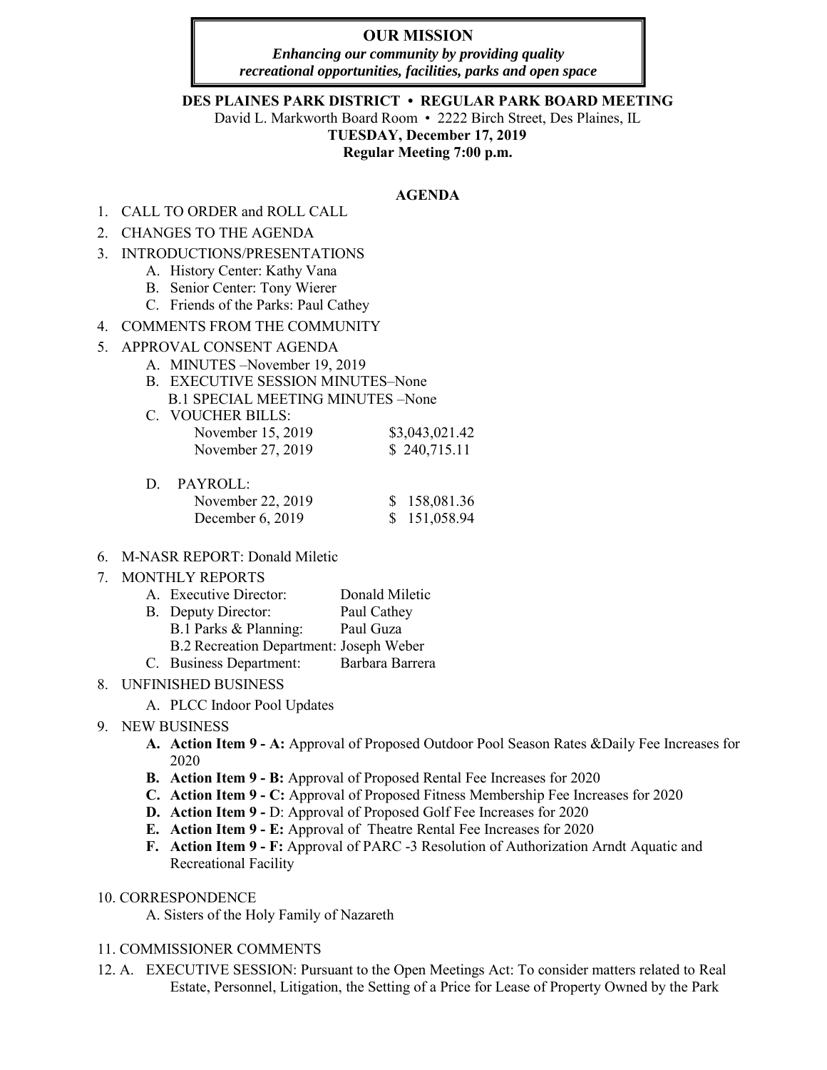**OUR MISSION**

***Enhancing our community by providing quality recreational opportunities, facilities, parks and open space***

**DES PLAINES PARK DISTRICT • REGULAR PARK BOARD MEETING**

David L. Markworth Board Room • 2222 Birch Street, Des Plaines, IL

**TUESDAY, December 17, 2019**

**Regular Meeting 7:00 p.m.**

**AGENDA**

1. CALL TO ORDER and ROLL CALL
2. CHANGES TO THE AGENDA
3. INTRODUCTIONS/PRESENTATIONS
   - A. History Center: Kathy Vana
   - B. Senior Center: Tony Wierer
   - C. Friends of the Parks: Paul Cathey
4. COMMENTS FROM THE COMMUNITY
5. APPROVAL CONSENT AGENDA
   - A. MINUTES –November 19, 2019
   - B. EXECUTIVE SESSION MINUTES–None
     - B.1 SPECIAL MEETING MINUTES –None
   - C. VOUCHER BILLS:

     | | |
     |---|---|
     | November 15, 2019 | $3,043,021.42 |
     | November 27, 2019 | $ 240,715.11 |

   - D. PAYROLL:

     | | |
     |---|---|
     | November 22, 2019 | $ 158,081.36 |
     | December 6, 2019 | $ 151,058.94 |

6. M-NASR REPORT: Donald Miletic
7. MONTHLY REPORTS
   - A. Executive Director: Donald Miletic
   - B. Deputy Director: Paul Cathey
     - B.1 Parks & Planning: Paul Guza
     - B.2 Recreation Department: Joseph Weber
   - C. Business Department: Barbara Barrera
8. UNFINISHED BUSINESS
   - A. PLCC Indoor Pool Updates
9. NEW BUSINESS
   - **A. Action Item 9 - A:** Approval of Proposed Outdoor Pool Season Rates &Daily Fee Increases for 2020
   - **B. Action Item 9 - B:** Approval of Proposed Rental Fee Increases for 2020
   - **C. Action Item 9 - C:** Approval of Proposed Fitness Membership Fee Increases for 2020
   - **D. Action Item 9 -** D: Approval of Proposed Golf Fee Increases for 2020
   - **E. Action Item 9 - E:** Approval of Theatre Rental Fee Increases for 2020
   - **F. Action Item 9 - F:** Approval of PARC -3 Resolution of Authorization Arndt Aquatic and Recreational Facility
10. CORRESPONDENCE
    - A. Sisters of the Holy Family of Nazareth
11. COMMISSIONER COMMENTS
12. A. EXECUTIVE SESSION: Pursuant to the Open Meetings Act: To consider matters related to Real Estate, Personnel, Litigation, the Setting of a Price for Lease of Property Owned by the Park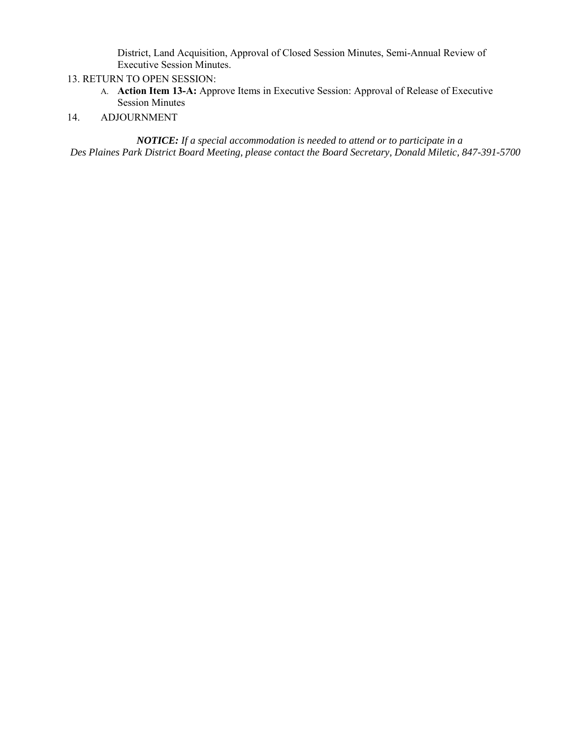District, Land Acquisition, Approval of Closed Session Minutes, Semi-Annual Review of Executive Session Minutes.

13. RETURN TO OPEN SESSION:
    - A. **Action Item 13-A:** Approve Items in Executive Session: Approval of Release of Executive Session Minutes

14. ADJOURNMENT

***NOTICE:*** *If a special accommodation is needed to attend or to participate in a Des Plaines Park District Board Meeting, please contact the Board Secretary, Donald Miletic, 847-391-5700*